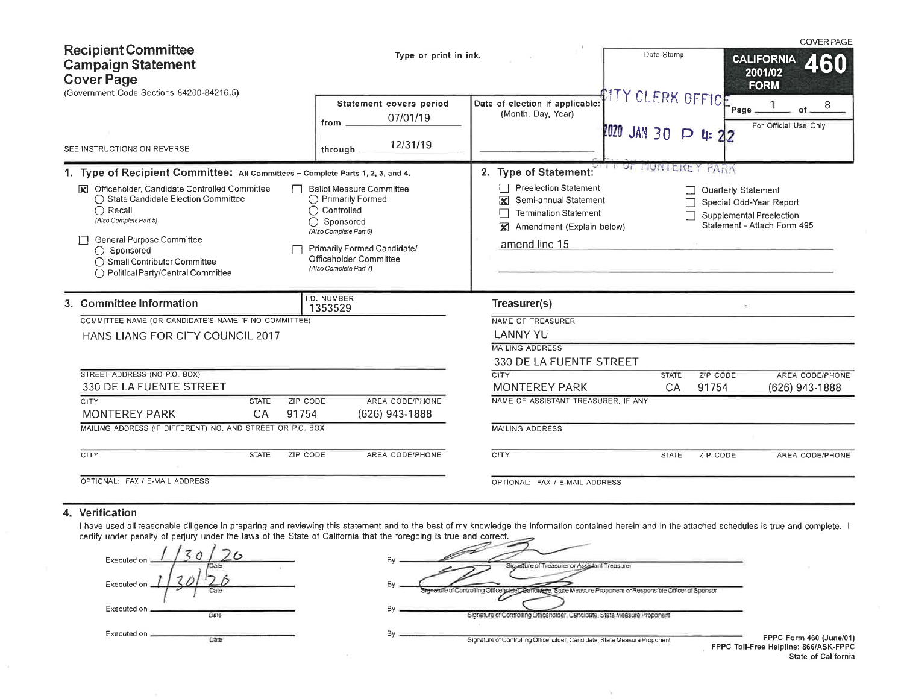COVER PAGE

# Recipient Committee Campaign Statement Cover Page

(Government Code Sections 84200-84216.5)

SEE INSTRUCTIONS ON REVERSE

Type or print in ink.

**CALIFORNIA 2001/02 FORM 460**

Date Stamp

CITY CLERK OFFICE

2020 JAN 30 P 4: 22

CITY OF MONTEREY PARK

Page 1 of 8

For Official Use Only

Statement covers period

from 07/01/19

through 12/31/19

Date of election if applicable: (Month, Day, Year)

## 1. Type of Recipient Committee: All Committees – Complete Parts 1, 2, 3, and 4.

- [X] Officeholder, Candidate Controlled Committee
  - ○ State Candidate Election Committee
  - ○ Recall (Also Complete Part 5)
- [ ] General Purpose Committee
  - ○ Sponsored
  - ○ Small Contributor Committee
  - ○ Political Party/Central Committee
- [ ] Ballot Measure Committee
  - ○ Primarily Formed
  - ○ Controlled
  - ○ Sponsored (Also Complete Part 6)
- [ ] Primarily Formed Candidate/Officeholder Committee (Also Complete Part 7)

## 2. Type of Statement:

- [ ] Preelection Statement
- [X] Semi-annual Statement
- [ ] Termination Statement
- [X] Amendment (Explain below)
- [ ] Quarterly Statement
- [ ] Special Odd-Year Report
- [ ] Supplemental Preelection Statement - Attach Form 495

amend line 15

## 3. Committee Information

I.D. NUMBER: 1353529

COMMITTEE NAME (OR CANDIDATE'S NAME IF NO COMMITTEE): HANS LIANG FOR CITY COUNCIL 2017

| STREET ADDRESS (NO P.O. BOX) | | | |
|---|---|---|---|
| 330 DE LA FUENTE STREET | | | |
| **CITY** | **STATE** | **ZIP CODE** | **AREA CODE/PHONE** |
| MONTEREY PARK | CA | 91754 | (626) 943-1888 |

MAILING ADDRESS (IF DIFFERENT) NO. AND STREET OR P.O. BOX

| CITY | STATE | ZIP CODE | AREA CODE/PHONE |
|---|---|---|---|
| | | | |

OPTIONAL: FAX / E-MAIL ADDRESS

### Treasurer(s)

NAME OF TREASURER: LANNY YU

MAILING ADDRESS: 330 DE LA FUENTE STREET

| CITY | STATE | ZIP CODE | AREA CODE/PHONE |
|---|---|---|---|
| MONTEREY PARK | CA | 91754 | (626) 943-1888 |

NAME OF ASSISTANT TREASURER, IF ANY

MAILING ADDRESS

| CITY | STATE | ZIP CODE | AREA CODE/PHONE |
|---|---|---|---|
| | | | |

OPTIONAL: FAX / E-MAIL ADDRESS

## 4. Verification

I have used all reasonable diligence in preparing and reviewing this statement and to the best of my knowledge the information contained herein and in the attached schedules is true and complete. I certify under penalty of perjury under the laws of the State of California that the foregoing is true and correct.

| Executed on | By |
|---|---|
| 1/30/20 (Date) | [signature] Signature of Treasurer or Assistant Treasurer |
| 1/30/20 (Date) | [signature] Signature of Controlling Officeholder, Candidate, State Measure Proponent or Responsible Officer of Sponsor |
| Date | Signature of Controlling Officeholder, Candidate, State Measure Proponent |
| Date | Signature of Controlling Officeholder, Candidate, State Measure Proponent |

FPPC Form 460 (June/01)
FPPC Toll-Free Helpline: 866/ASK-FPPC
State of California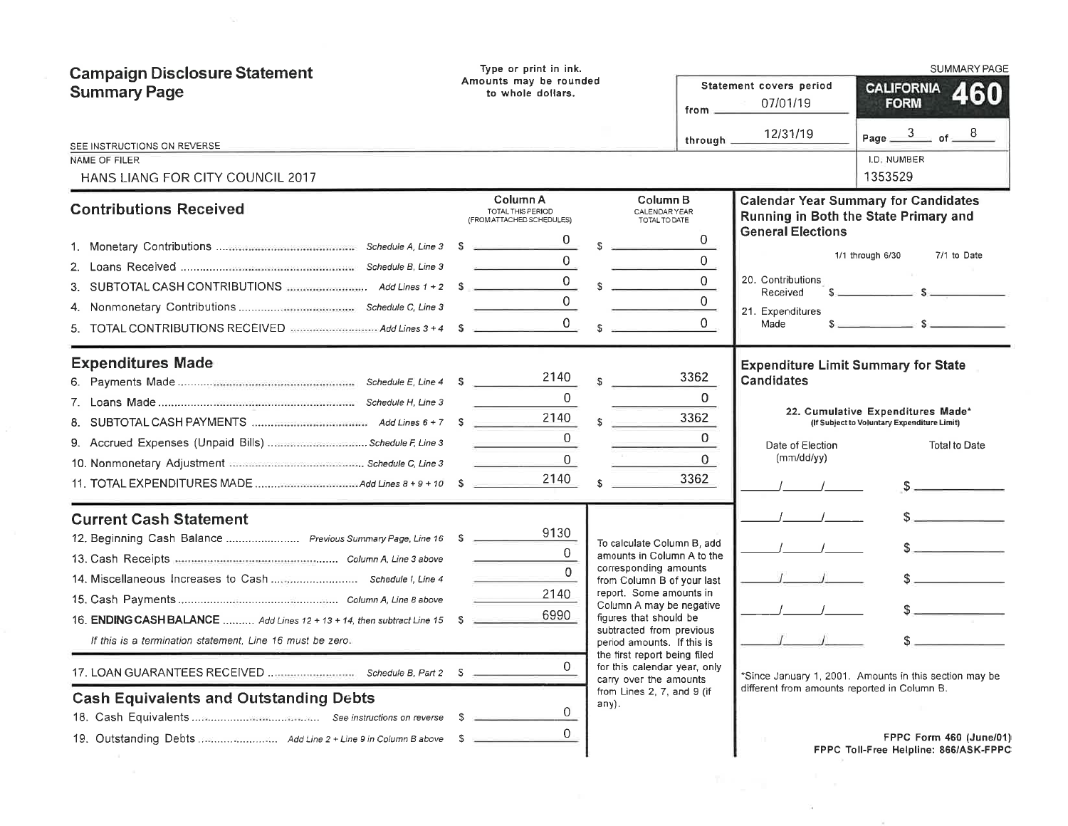# Campaign Disclosure Statement Summary Page

Type or print in ink.
Amounts may be rounded to whole dollars.

SUMMARY PAGE

**CALIFORNIA FORM 460**

Statement covers period from 07/01/19 through 12/31/19

Page 3 of 8

SEE INSTRUCTIONS ON REVERSE

NAME OF FILER: HANS LIANG FOR CITY COUNCIL 2017

I.D. NUMBER: 1353529

## Contributions Received

| | | Column A TOTAL THIS PERIOD (FROM ATTACHED SCHEDULES) | Column B CALENDAR YEAR TOTAL TO DATE |
|---|---|---|---|
| 1. Monetary Contributions | Schedule A, Line 3 | $ 0 | $ 0 |
| 2. Loans Received | Schedule B, Line 3 | 0 | 0 |
| 3. SUBTOTAL CASH CONTRIBUTIONS | Add Lines 1 + 2 | $ 0 | $ 0 |
| 4. Nonmonetary Contributions | Schedule C, Line 3 | 0 | 0 |
| 5. TOTAL CONTRIBUTIONS RECEIVED | Add Lines 3 + 4 | $ 0 | $ 0 |

## Expenditures Made

| | | Column A | Column B |
|---|---|---|---|
| 6. Payments Made | Schedule E, Line 4 | $ 2140 | $ 3362 |
| 7. Loans Made | Schedule H, Line 3 | 0 | 0 |
| 8. SUBTOTAL CASH PAYMENTS | Add Lines 6 + 7 | $ 2140 | $ 3362 |
| 9. Accrued Expenses (Unpaid Bills) | Schedule F, Line 3 | 0 | 0 |
| 10. Nonmonetary Adjustment | Schedule C, Line 3 | 0 | 0 |
| 11. TOTAL EXPENDITURES MADE | Add Lines 8 + 9 + 10 | $ 2140 | $ 3362 |

## Current Cash Statement

| | | |
|---|---|---|
| 12. Beginning Cash Balance | Previous Summary Page, Line 16 | $ 9130 |
| 13. Cash Receipts | Column A, Line 3 above | 0 |
| 14. Miscellaneous Increases to Cash | Schedule I, Line 4 | 0 |
| 15. Cash Payments | Column A, Line 8 above | 2140 |
| 16. **ENDING CASH BALANCE** | Add Lines 12 + 13 + 14, then subtract Line 15 | $ 6990 |

*If this is a termination statement, Line 16 must be zero.*

| | | |
|---|---|---|
| 17. LOAN GUARANTEES RECEIVED | Schedule B, Part 2 | $ 0 |

To calculate Column B, add amounts in Column A to the corresponding amounts from Column B of your last report. Some amounts in Column A may be negative figures that should be subtracted from previous period amounts. If this is the first report being filed for this calendar year, only carry over the amounts from Lines 2, 7, and 9 (if any).

## Cash Equivalents and Outstanding Debts

| | | |
|---|---|---|
| 18. Cash Equivalents | See instructions on reverse | $ 0 |
| 19. Outstanding Debts | Add Line 2 + Line 9 in Column B above | $ 0 |

## Calendar Year Summary for Candidates Running in Both the State Primary and General Elections

| | 1/1 through 6/30 | 7/1 to Date |
|---|---|---|
| 20. Contributions Received | $ | $ |
| 21. Expenditures Made | $ | $ |

## Expenditure Limit Summary for State Candidates

22. Cumulative Expenditures Made* (If Subject to Voluntary Expenditure Limit)

| Date of Election (mm/dd/yy) | Total to Date |
|---|---|
| / / | $ |
| / / | $ |
| / / | $ |
| / / | $ |
| / / | $ |
| / / | $ |

*Since January 1, 2001. Amounts in this section may be different from amounts reported in Column B.

FPPC Form 460 (June/01)
FPPC Toll-Free Helpline: 866/ASK-FPPC